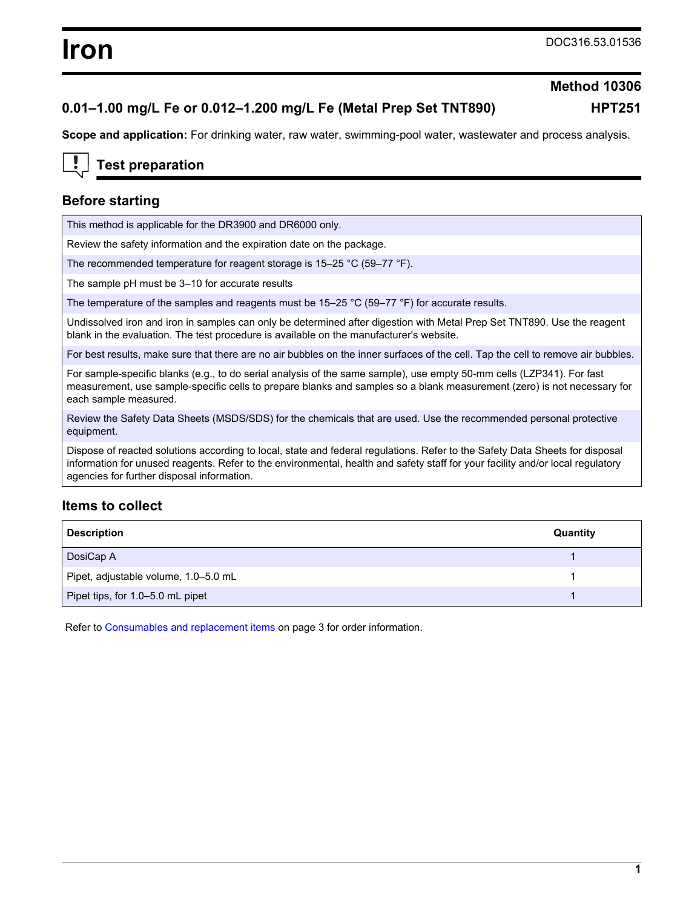# Iron

DOC316.53.01536

**Method 10306**

**0.01–1.00 mg/L Fe or 0.012–1.200 mg/L Fe (Metal Prep Set TNT890)** **HPT251**

**Scope and application:** For drinking water, raw water, swimming-pool water, wastewater and process analysis.

## Test preparation

### Before starting

| |
|---|
| This method is applicable for the DR3900 and DR6000 only. |
| Review the safety information and the expiration date on the package. |
| The recommended temperature for reagent storage is 15–25 °C (59–77 °F). |
| The sample pH must be 3–10 for accurate results |
| The temperature of the samples and reagents must be 15–25 °C (59–77 °F) for accurate results. |
| Undissolved iron and iron in samples can only be determined after digestion with Metal Prep Set TNT890. Use the reagent blank in the evaluation. The test procedure is available on the manufacturer's website. |
| For best results, make sure that there are no air bubbles on the inner surfaces of the cell. Tap the cell to remove air bubbles. |
| For sample-specific blanks (e.g., to do serial analysis of the same sample), use empty 50-mm cells (LZP341). For fast measurement, use sample-specific cells to prepare blanks and samples so a blank measurement (zero) is not necessary for each sample measured. |
| Review the Safety Data Sheets (MSDS/SDS) for the chemicals that are used. Use the recommended personal protective equipment. |
| Dispose of reacted solutions according to local, state and federal regulations. Refer to the Safety Data Sheets for disposal information for unused reagents. Refer to the environmental, health and safety staff for your facility and/or local regulatory agencies for further disposal information. |

### Items to collect

| Description | Quantity |
|---|---|
| DosiCap A | 1 |
| Pipet, adjustable volume, 1.0–5.0 mL | 1 |
| Pipet tips, for 1.0–5.0 mL pipet | 1 |

Refer to Consumables and replacement items on page 3 for order information.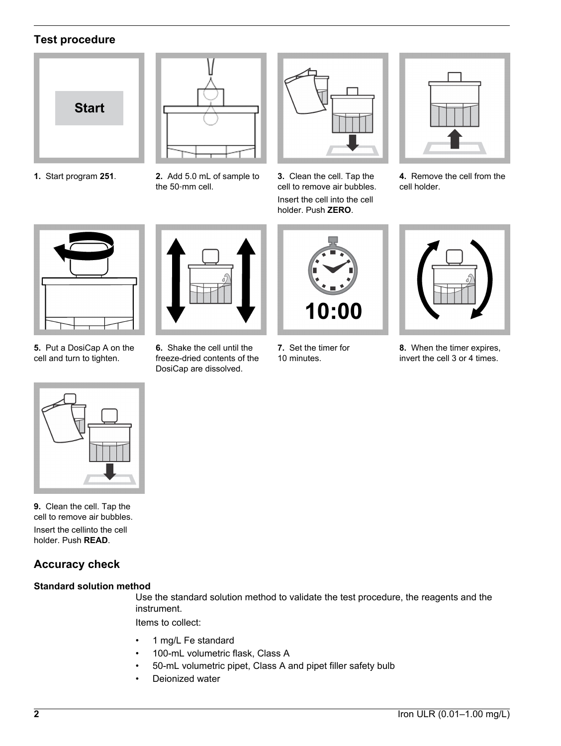## Test procedure

1. Start program **251**.

2. Add 5.0 mL of sample to the 50-mm cell.

3. Clean the cell. Tap the cell to remove air bubbles.
   Insert the cell into the cell holder. Push **ZERO**.

4. Remove the cell from the cell holder.

5. Put a DosiCap A on the cell and turn to tighten.

6. Shake the cell until the freeze-dried contents of the DosiCap are dissolved.

7. Set the timer for 10 minutes.

8. When the timer expires, invert the cell 3 or 4 times.

9. Clean the cell. Tap the cell to remove air bubbles.
   Insert the cellinto the cell holder. Push **READ**.

## Accuracy check

### Standard solution method

Use the standard solution method to validate the test procedure, the reagents and the instrument.

Items to collect:

- 1 mg/L Fe standard
- 100-mL volumetric flask, Class A
- 50-mL volumetric pipet, Class A and pipet filler safety bulb
- Deionized water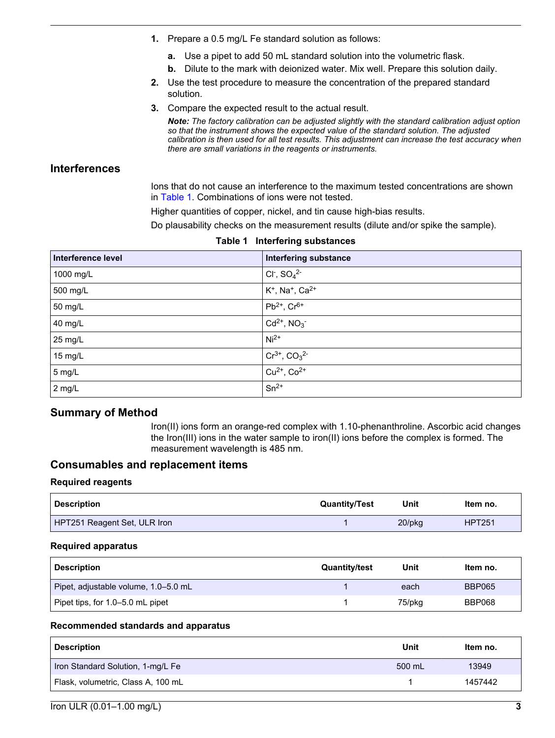1. Prepare a 0.5 mg/L Fe standard solution as follows:
   a. Use a pipet to add 50 mL standard solution into the volumetric flask.
   b. Dilute to the mark with deionized water. Mix well. Prepare this solution daily.
2. Use the test procedure to measure the concentration of the prepared standard solution.
3. Compare the expected result to the actual result.

   ***Note:** The factory calibration can be adjusted slightly with the standard calibration adjust option so that the instrument shows the expected value of the standard solution. The adjusted calibration is then used for all test results. This adjustment can increase the test accuracy when there are small variations in the reagents or instruments.*

## Interferences

Ions that do not cause an interference to the maximum tested concentrations are shown in Table 1. Combinations of ions were not tested.

Higher quantities of copper, nickel, and tin cause high-bias results.

Do plausability checks on the measurement results (dilute and/or spike the sample).

**Table 1 Interfering substances**

| Interference level | Interfering substance |
|---|---|
| 1000 mg/L | $Cl^-$, $SO_4^{2-}$ |
| 500 mg/L | $K^+$, $Na^+$, $Ca^{2+}$ |
| 50 mg/L | $Pb^{2+}$, $Cr^{6+}$ |
| 40 mg/L | $Cd^{2+}$, $NO_3^-$ |
| 25 mg/L | $Ni^{2+}$ |
| 15 mg/L | $Cr^{3+}$, $CO_3^{2-}$ |
| 5 mg/L | $Cu^{2+}$, $Co^{2+}$ |
| 2 mg/L | $Sn^{2+}$ |

## Summary of Method

Iron(II) ions form an orange-red complex with 1.10-phenanthroline. Ascorbic acid changes the Iron(III) ions in the water sample to iron(II) ions before the complex is formed. The measurement wavelength is 485 nm.

## Consumables and replacement items

### Required reagents

| Description | Quantity/Test | Unit | Item no. |
|---|---|---|---|
| HPT251 Reagent Set, ULR Iron | 1 | 20/pkg | HPT251 |

### Required apparatus

| Description | Quantity/test | Unit | Item no. |
|---|---|---|---|
| Pipet, adjustable volume, 1.0–5.0 mL | 1 | each | BBP065 |
| Pipet tips, for 1.0–5.0 mL pipet | 1 | 75/pkg | BBP068 |

### Recommended standards and apparatus

| Description | Unit | Item no. |
|---|---|---|
| Iron Standard Solution, 1-mg/L Fe | 500 mL | 13949 |
| Flask, volumetric, Class A, 100 mL | 1 | 1457442 |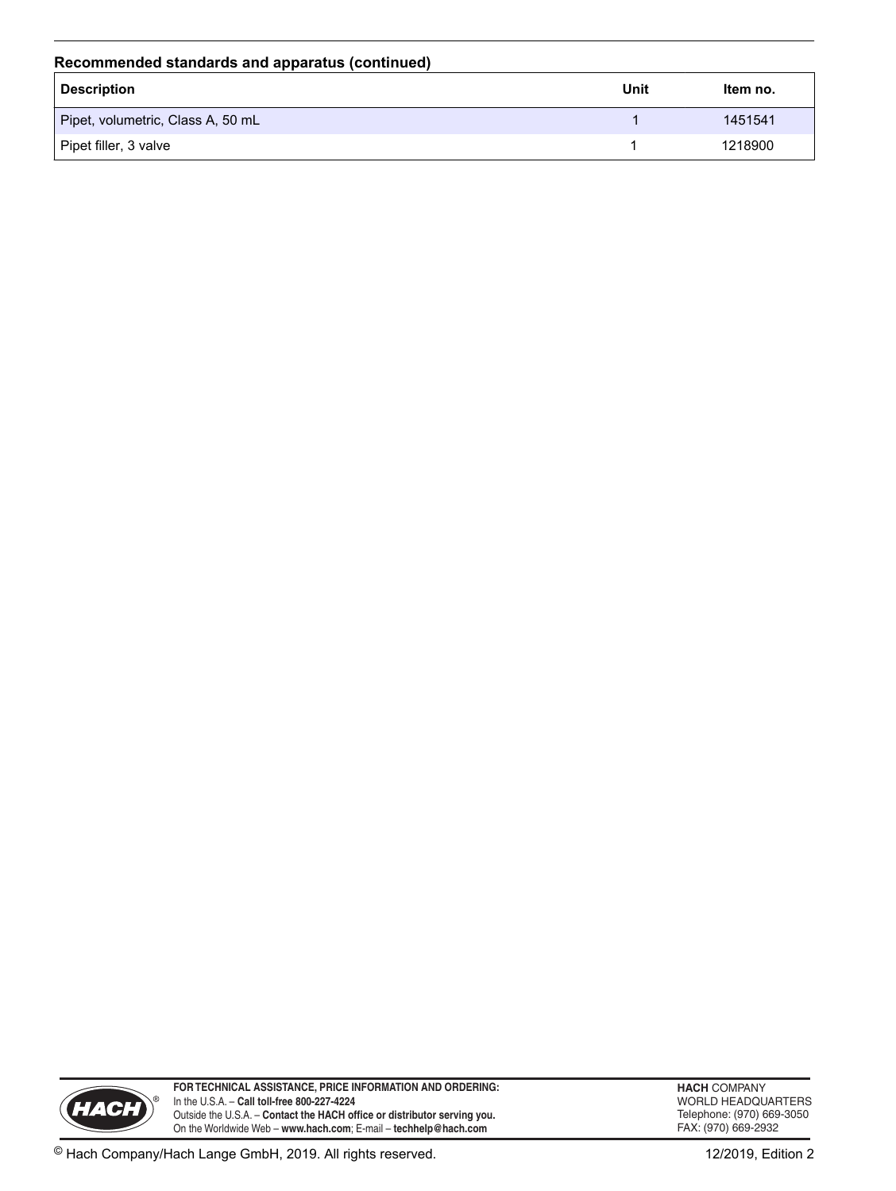**Recommended standards and apparatus (continued)**

| Description | Unit | Item no. |
|---|---|---|
| Pipet, volumetric, Class A, 50 mL | 1 | 1451541 |
| Pipet filler, 3 valve | 1 | 1218900 |

**FOR TECHNICAL ASSISTANCE, PRICE INFORMATION AND ORDERING:**
In the U.S.A. – **Call toll-free 800-227-4224**
Outside the U.S.A. – **Contact the HACH office or distributor serving you.**
On the Worldwide Web – **www.hach.com**; E-mail – **techhelp@hach.com**

**HACH** COMPANY
WORLD HEADQUARTERS
Telephone: (970) 669-3050
FAX: (970) 669-2932

© Hach Company/Hach Lange GmbH, 2019. All rights reserved.

12/2019, Edition 2